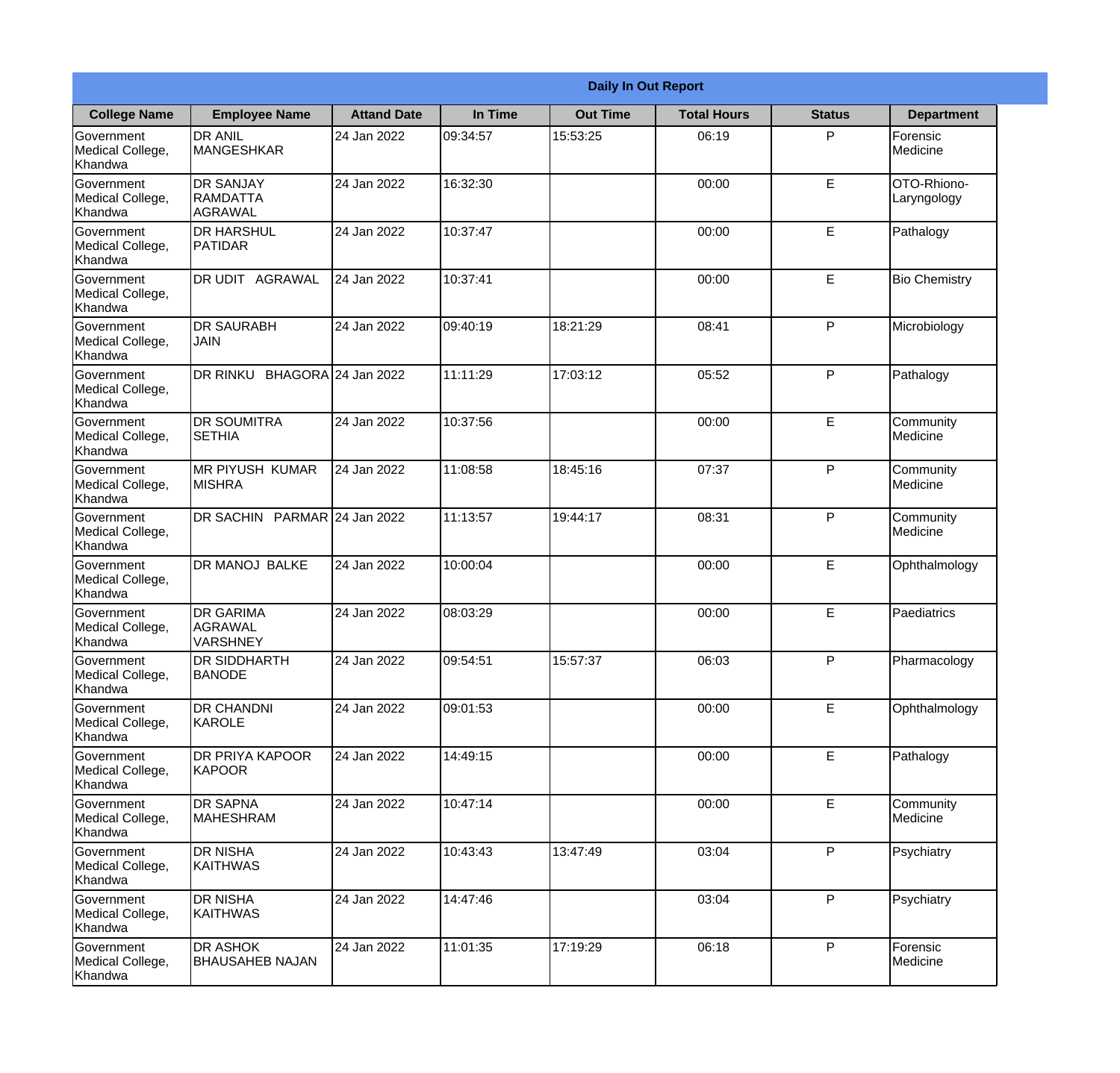| Daily In Out Report | | | | | | | |
|---|---|---|---|---|---|---|---|
| **College Name** | **Employee Name** | **Attand Date** | **In Time** | **Out Time** | **Total Hours** | **Status** | **Department** |
| Government Medical College, Khandwa | DR ANIL MANGESHKAR | 24 Jan 2022 | 09:34:57 | 15:53:25 | 06:19 | P | Forensic Medicine |
| Government Medical College, Khandwa | DR SANJAY RAMDATTA AGRAWAL | 24 Jan 2022 | 16:32:30 | | 00:00 | E | OTO-Rhiono-Laryngology |
| Government Medical College, Khandwa | DR HARSHUL PATIDAR | 24 Jan 2022 | 10:37:47 | | 00:00 | E | Pathalogy |
| Government Medical College, Khandwa | DR UDIT AGRAWAL | 24 Jan 2022 | 10:37:41 | | 00:00 | E | Bio Chemistry |
| Government Medical College, Khandwa | DR SAURABH JAIN | 24 Jan 2022 | 09:40:19 | 18:21:29 | 08:41 | P | Microbiology |
| Government Medical College, Khandwa | DR RINKU BHAGORA | 24 Jan 2022 | 11:11:29 | 17:03:12 | 05:52 | P | Pathalogy |
| Government Medical College, Khandwa | DR SOUMITRA SETHIA | 24 Jan 2022 | 10:37:56 | | 00:00 | E | Community Medicine |
| Government Medical College, Khandwa | MR PIYUSH KUMAR MISHRA | 24 Jan 2022 | 11:08:58 | 18:45:16 | 07:37 | P | Community Medicine |
| Government Medical College, Khandwa | DR SACHIN PARMAR | 24 Jan 2022 | 11:13:57 | 19:44:17 | 08:31 | P | Community Medicine |
| Government Medical College, Khandwa | DR MANOJ BALKE | 24 Jan 2022 | 10:00:04 | | 00:00 | E | Ophthalmology |
| Government Medical College, Khandwa | DR GARIMA AGRAWAL VARSHNEY | 24 Jan 2022 | 08:03:29 | | 00:00 | E | Paediatrics |
| Government Medical College, Khandwa | DR SIDDHARTH BANODE | 24 Jan 2022 | 09:54:51 | 15:57:37 | 06:03 | P | Pharmacology |
| Government Medical College, Khandwa | DR CHANDNI KAROLE | 24 Jan 2022 | 09:01:53 | | 00:00 | E | Ophthalmology |
| Government Medical College, Khandwa | DR PRIYA KAPOOR KAPOOR | 24 Jan 2022 | 14:49:15 | | 00:00 | E | Pathalogy |
| Government Medical College, Khandwa | DR SAPNA MAHESHRAM | 24 Jan 2022 | 10:47:14 | | 00:00 | E | Community Medicine |
| Government Medical College, Khandwa | DR NISHA KAITHWAS | 24 Jan 2022 | 10:43:43 | 13:47:49 | 03:04 | P | Psychiatry |
| Government Medical College, Khandwa | DR NISHA KAITHWAS | 24 Jan 2022 | 14:47:46 | | 03:04 | P | Psychiatry |
| Government Medical College, Khandwa | DR ASHOK BHAUSAHEB NAJAN | 24 Jan 2022 | 11:01:35 | 17:19:29 | 06:18 | P | Forensic Medicine |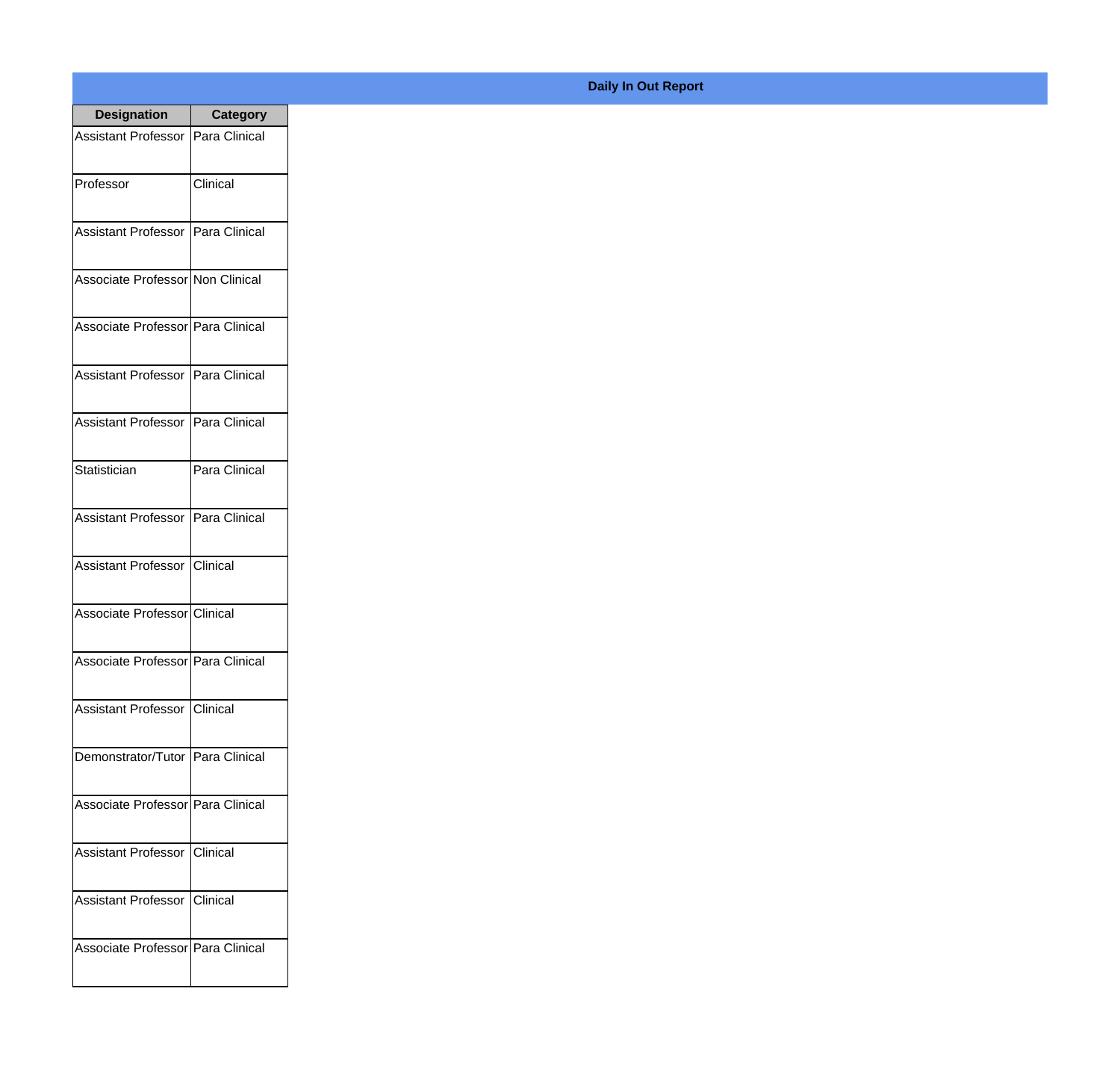**Daily In Out Report**

| Designation | Category |
|---|---|
| Assistant Professor | Para Clinical |
| Professor | Clinical |
| Assistant Professor | Para Clinical |
| Associate Professor | Non Clinical |
| Associate Professor | Para Clinical |
| Assistant Professor | Para Clinical |
| Assistant Professor | Para Clinical |
| Statistician | Para Clinical |
| Assistant Professor | Para Clinical |
| Assistant Professor | Clinical |
| Associate Professor | Clinical |
| Associate Professor | Para Clinical |
| Assistant Professor | Clinical |
| Demonstrator/Tutor | Para Clinical |
| Associate Professor | Para Clinical |
| Assistant Professor | Clinical |
| Assistant Professor | Clinical |
| Associate Professor | Para Clinical |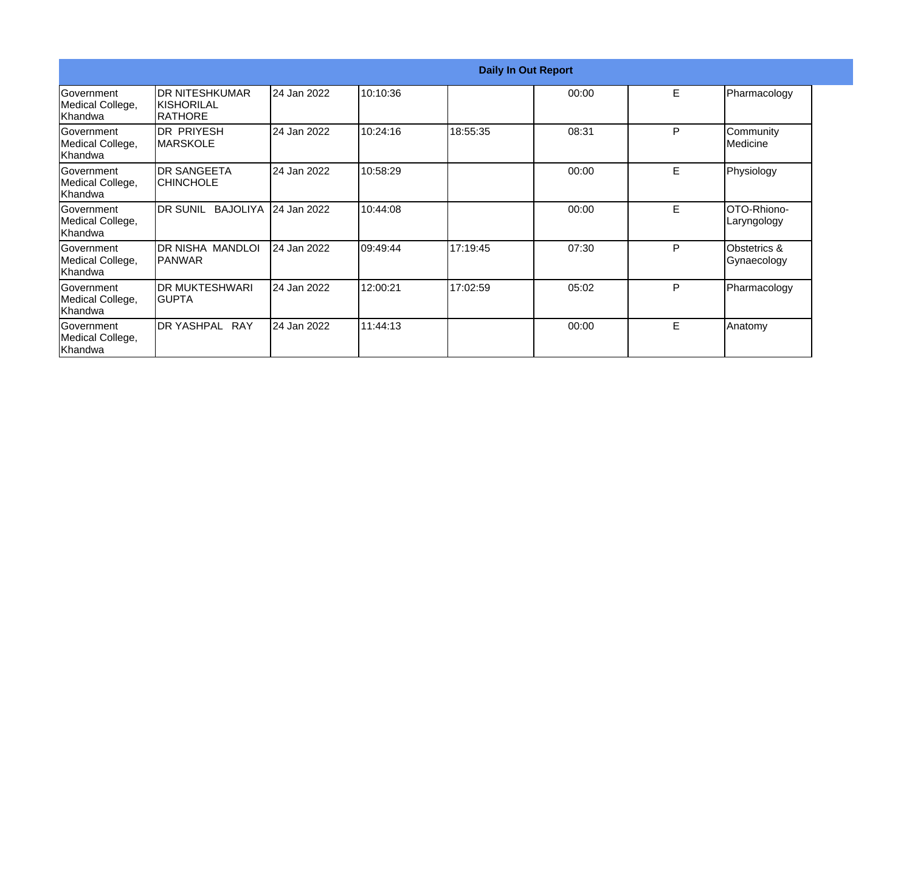| Daily In Out Report | | | | | | | |
|---|---|---|---|---|---|---|---|
| Government Medical College, Khandwa | DR NITESHKUMAR KISHORILAL RATHORE | 24 Jan 2022 | 10:10:36 | | 00:00 | E | Pharmacology |
| Government Medical College, Khandwa | DR PRIYESH MARSKOLE | 24 Jan 2022 | 10:24:16 | 18:55:35 | 08:31 | P | Community Medicine |
| Government Medical College, Khandwa | DR SANGEETA CHINCHOLE | 24 Jan 2022 | 10:58:29 | | 00:00 | E | Physiology |
| Government Medical College, Khandwa | DR SUNIL BAJOLIYA | 24 Jan 2022 | 10:44:08 | | 00:00 | E | OTO-Rhiono-Laryngology |
| Government Medical College, Khandwa | DR NISHA MANDLOI PANWAR | 24 Jan 2022 | 09:49:44 | 17:19:45 | 07:30 | P | Obstetrics & Gynaecology |
| Government Medical College, Khandwa | DR MUKTESHWARI GUPTA | 24 Jan 2022 | 12:00:21 | 17:02:59 | 05:02 | P | Pharmacology |
| Government Medical College, Khandwa | DR YASHPAL RAY | 24 Jan 2022 | 11:44:13 | | 00:00 | E | Anatomy |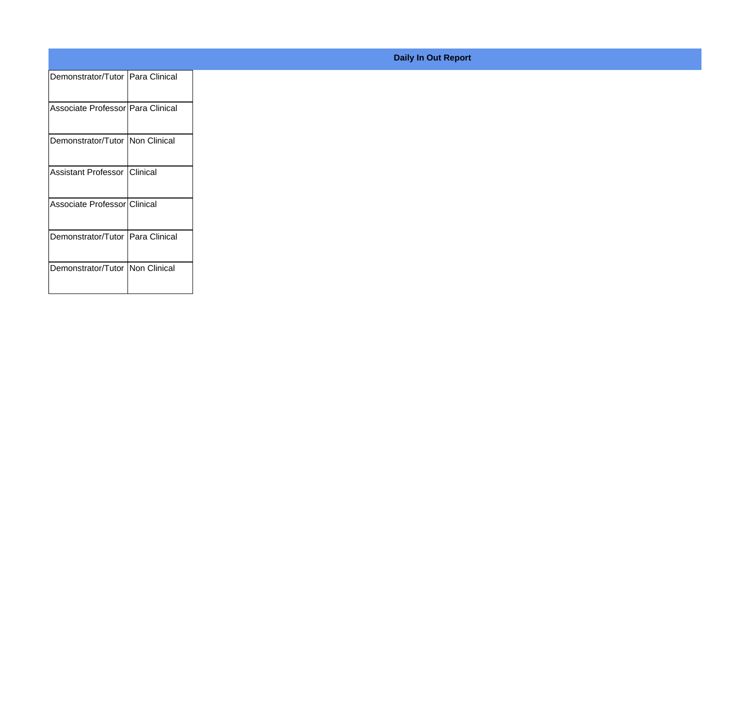**Daily In Out Report**

| | |
|---|---|
| Demonstrator/Tutor | Para Clinical |
| Associate Professor | Para Clinical |
| Demonstrator/Tutor | Non Clinical |
| Assistant Professor | Clinical |
| Associate Professor | Clinical |
| Demonstrator/Tutor | Para Clinical |
| Demonstrator/Tutor | Non Clinical |